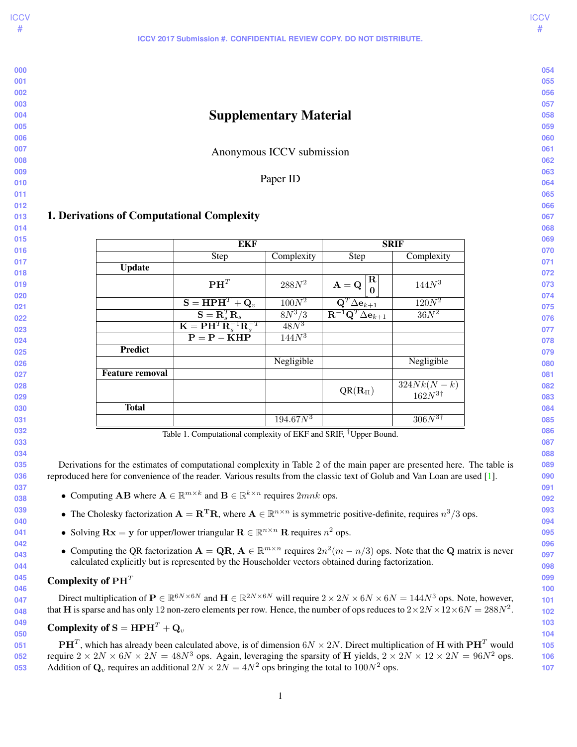# Supplementary Material

Anonymous ICCV submission

Paper ID

## 1. Derivations of Computational Complexity

| | **EKF** | | **SRIF** | |
|---|---|---|---|---|
| | Step | Complexity | Step | Complexity |
| **Update** | | | | |
| | $\mathbf{PH}^T$ | $288N^2$ | $\mathbf{A} = \mathbf{Q}\begin{bmatrix}\mathbf{R}\\ \mathbf{0}\end{bmatrix}$ | $144N^3$ |
| | $\mathbf{S} = \mathbf{HPH}^T + \mathbf{Q}_v$ | $100N^2$ | $\mathbf{Q}^T\Delta\mathbf{e}_{k+1}$ | $120N^2$ |
| | $\mathbf{S} = \mathbf{R}_s^T\mathbf{R}_s$ | $8N^3/3$ | $\mathbf{R}^{-1}\mathbf{Q}^T\Delta\mathbf{e}_{k+1}$ | $36N^2$ |
| | $\mathbf{K} = \mathbf{PH}^T\mathbf{R}_s^{-1}\mathbf{R}_s^{-T}$ | $48N^3$ | | |
| | $\mathbf{P} = \mathbf{P} - \mathbf{KHP}$ | $144N^3$ | | |
| **Predict** | | | | |
| | | Negligible | | Negligible |
| **Feature removal** | | | | |
| | | | QR($\mathbf{R}_{\Pi}$) | $324Nk(N-k)$ $162N^{3\dagger}$ |
| **Total** | | | | |
| | | $194.67N^3$ | | $306N^{3\dagger}$ |

Table 1. Computational complexity of EKF and SRIF, $^\dagger$Upper Bound.

Derivations for the estimates of computational complexity in Table 2 of the main paper are presented here. The table is reproduced here for convenience of the reader. Various results from the classic text of Golub and Van Loan are used [1].

- Computing $\mathbf{AB}$ where $\mathbf{A} \in \mathbb{R}^{m\times k}$ and $\mathbf{B} \in \mathbb{R}^{k\times n}$ requires $2mnk$ ops.
- The Cholesky factorization $\mathbf{A} = \mathbf{R^T R}$, where $\mathbf{A} \in \mathbb{R}^{n\times n}$ is symmetric positive-definite, requires $n^3/3$ ops.
- Solving $\mathbf{Rx} = \mathbf{y}$ for upper/lower triangular $\mathbf{R} \in \mathbb{R}^{n\times n}$ $\mathbf{R}$ requires $n^2$ ops.
- Computing the QR factorization $\mathbf{A} = \mathbf{QR}$, $\mathbf{A} \in \mathbb{R}^{m\times n}$ requires $2n^2(m - n/3)$ ops. Note that the $\mathbf{Q}$ matrix is never calculated explicitly but is represented by the Householder vectors obtained during factorization.

### Complexity of $\mathbf{PH}^T$

Direct multiplication of $\mathbf{P} \in \mathbb{R}^{6N\times 6N}$ and $\mathbf{H} \in \mathbb{R}^{2N\times 6N}$ will require $2 \times 2N \times 6N \times 6N = 144N^3$ ops. Note, however, that $\mathbf{H}$ is sparse and has only 12 non-zero elements per row. Hence, the number of ops reduces to $2\times 2N\times 12\times 6N = 288N^2$.

### Complexity of $\mathbf{S} = \mathbf{HPH}^T + \mathbf{Q}_v$

$\mathbf{PH}^T$, which has already been calculated above, is of dimension $6N \times 2N$. Direct multiplication of $\mathbf{H}$ with $\mathbf{PH}^T$ would require $2 \times 2N \times 6N \times 2N = 48N^3$ ops. Again, leveraging the sparsity of $\mathbf{H}$ yields, $2 \times 2N \times 12 \times 2N = 96N^2$ ops. Addition of $\mathbf{Q}_v$ requires an additional $2N \times 2N = 4N^2$ ops bringing the total to $100N^2$ ops.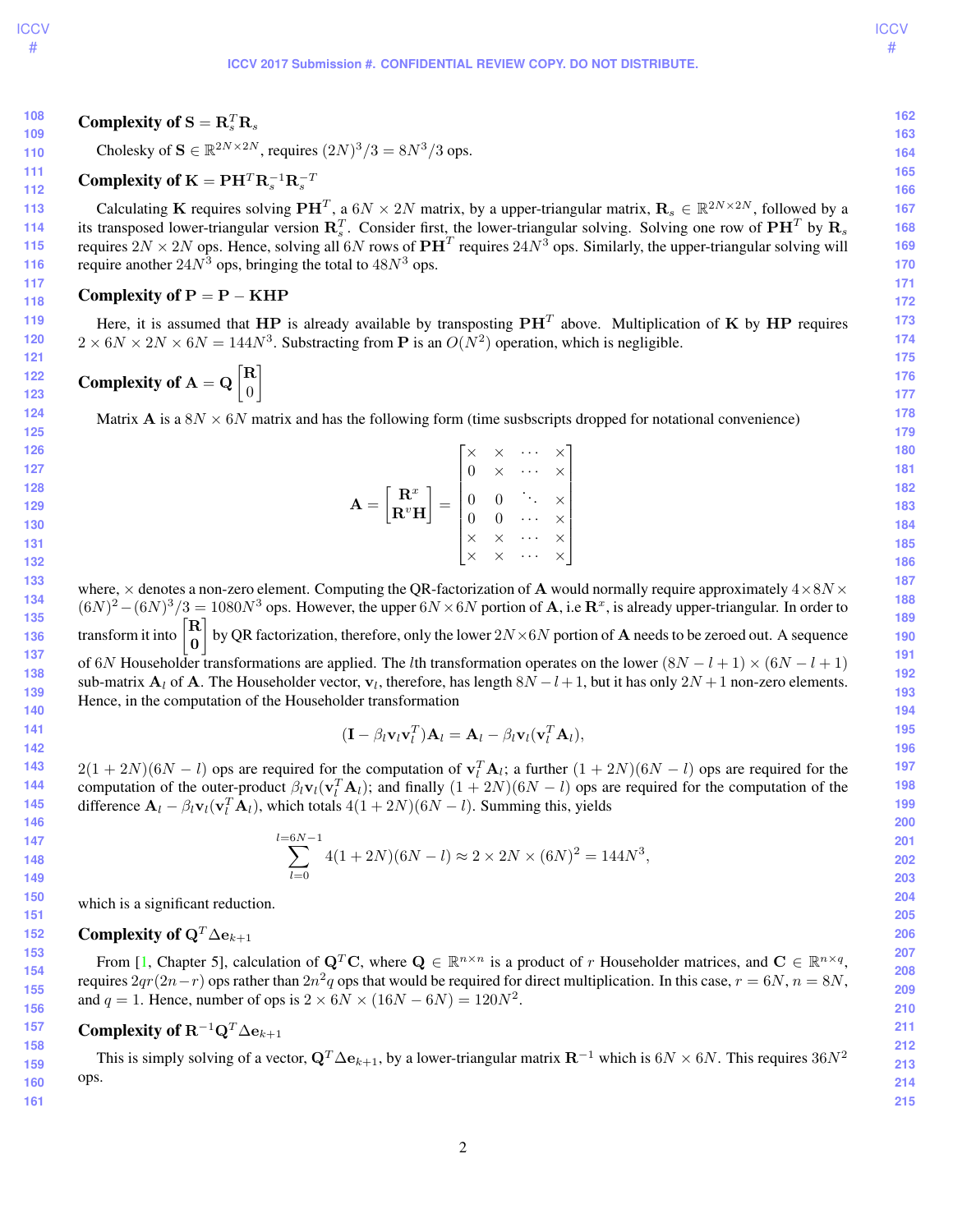### Complexity of $\mathbf{S} = \mathbf{R}_s^T \mathbf{R}_s$

Cholesky of $\mathbf{S} \in \mathbb{R}^{2N \times 2N}$, requires $(2N)^3/3 = 8N^3/3$ ops.

### Complexity of $\mathbf{K} = \mathbf{P}\mathbf{H}^T \mathbf{R}_s^{-1} \mathbf{R}_s^{-T}$

Calculating $\mathbf{K}$ requires solving $\mathbf{P}\mathbf{H}^T$, a $6N \times 2N$ matrix, by a upper-triangular matrix, $\mathbf{R}_s \in \mathbb{R}^{2N \times 2N}$, followed by a its transposed lower-triangular version $\mathbf{R}_s^T$. Consider first, the lower-triangular solving. Solving one row of $\mathbf{P}\mathbf{H}^T$ by $\mathbf{R}_s$ requires $2N \times 2N$ ops. Hence, solving all $6N$ rows of $\mathbf{P}\mathbf{H}^T$ requires $24N^3$ ops. Similarly, the upper-triangular solving will require another $24N^3$ ops, bringing the total to $48N^3$ ops.

### Complexity of $\mathbf{P} = \mathbf{P} - \mathbf{K}\mathbf{H}\mathbf{P}$

Here, it is assumed that $\mathbf{H}\mathbf{P}$ is already available by transposting $\mathbf{P}\mathbf{H}^T$ above. Multiplication of $\mathbf{K}$ by $\mathbf{H}\mathbf{P}$ requires $2 \times 6N \times 2N \times 6N = 144N^3$. Substracting from $\mathbf{P}$ is an $O(N^2)$ operation, which is negligible.

### Complexity of $\mathbf{A} = \mathbf{Q}\begin{bmatrix}\mathbf{R} \\ 0\end{bmatrix}$

Matrix $\mathbf{A}$ is a $8N \times 6N$ matrix and has the following form (time susbscripts dropped for notational convenience)

$$\mathbf{A} = \begin{bmatrix}\mathbf{R}^x \\ \mathbf{R}^v\mathbf{H}\end{bmatrix} = \begin{bmatrix} \times & \times & \cdots & \times \\ 0 & \times & \cdots & \times \\ 0 & 0 & \ddots & \times \\ 0 & 0 & \cdots & \times \\ \times & \times & \cdots & \times \\ \times & \times & \cdots & \times \end{bmatrix}$$

where, $\times$ denotes a non-zero element. Computing the QR-factorization of $\mathbf{A}$ would normally require approximately $4 \times 8N \times (6N)^2 - (6N)^3/3 = 1080N^3$ ops. However, the upper $6N \times 6N$ portion of $\mathbf{A}$, i.e $\mathbf{R}^x$, is already upper-triangular. In order to transform it into $\begin{bmatrix}\mathbf{R} \\ \mathbf{0}\end{bmatrix}$ by QR factorization, therefore, only the lower $2N \times 6N$ portion of $\mathbf{A}$ needs to be zeroed out. A sequence of $6N$ Householder transformations are applied. The $l$th transformation operates on the lower $(8N - l + 1) \times (6N - l + 1)$ sub-matrix $\mathbf{A}_l$ of $\mathbf{A}$. The Householder vector, $\mathbf{v}_l$, therefore, has length $8N - l + 1$, but it has only $2N + 1$ non-zero elements. Hence, in the computation of the Householder transformation

$$(\mathbf{I} - \beta_l \mathbf{v}_l \mathbf{v}_l^T)\mathbf{A}_l = \mathbf{A}_l - \beta_l \mathbf{v}_l (\mathbf{v}_l^T \mathbf{A}_l),$$

$2(1 + 2N)(6N - l)$ ops are required for the computation of $\mathbf{v}_l^T \mathbf{A}_l$; a further $(1 + 2N)(6N - l)$ ops are required for the computation of the outer-product $\beta_l \mathbf{v}_l(\mathbf{v}_l^T \mathbf{A}_l)$; and finally $(1 + 2N)(6N - l)$ ops are required for the computation of the difference $\mathbf{A}_l - \beta_l \mathbf{v}_l(\mathbf{v}_l^T \mathbf{A}_l)$, which totals $4(1 + 2N)(6N - l)$. Summing this, yields

$$\sum_{l=0}^{l=6N-1} 4(1 + 2N)(6N - l) \approx 2 \times 2N \times (6N)^2 = 144N^3,$$

which is a significant reduction.

### Complexity of $\mathbf{Q}^T \Delta \mathbf{e}_{k+1}$

From [1, Chapter 5], calculation of $\mathbf{Q}^T \mathbf{C}$, where $\mathbf{Q} \in \mathbb{R}^{n \times n}$ is a product of $r$ Householder matrices, and $\mathbf{C} \in \mathbb{R}^{n \times q}$, requires $2qr(2n - r)$ ops rather than $2n^2 q$ ops that would be required for direct multiplication. In this case, $r = 6N$, $n = 8N$, and $q = 1$. Hence, number of ops is $2 \times 6N \times (16N - 6N) = 120N^2$.

### Complexity of $\mathbf{R}^{-1}\mathbf{Q}^T \Delta \mathbf{e}_{k+1}$

This is simply solving of a vector, $\mathbf{Q}^T \Delta \mathbf{e}_{k+1}$, by a lower-triangular matrix $\mathbf{R}^{-1}$ which is $6N \times 6N$. This requires $36N^2$ ops.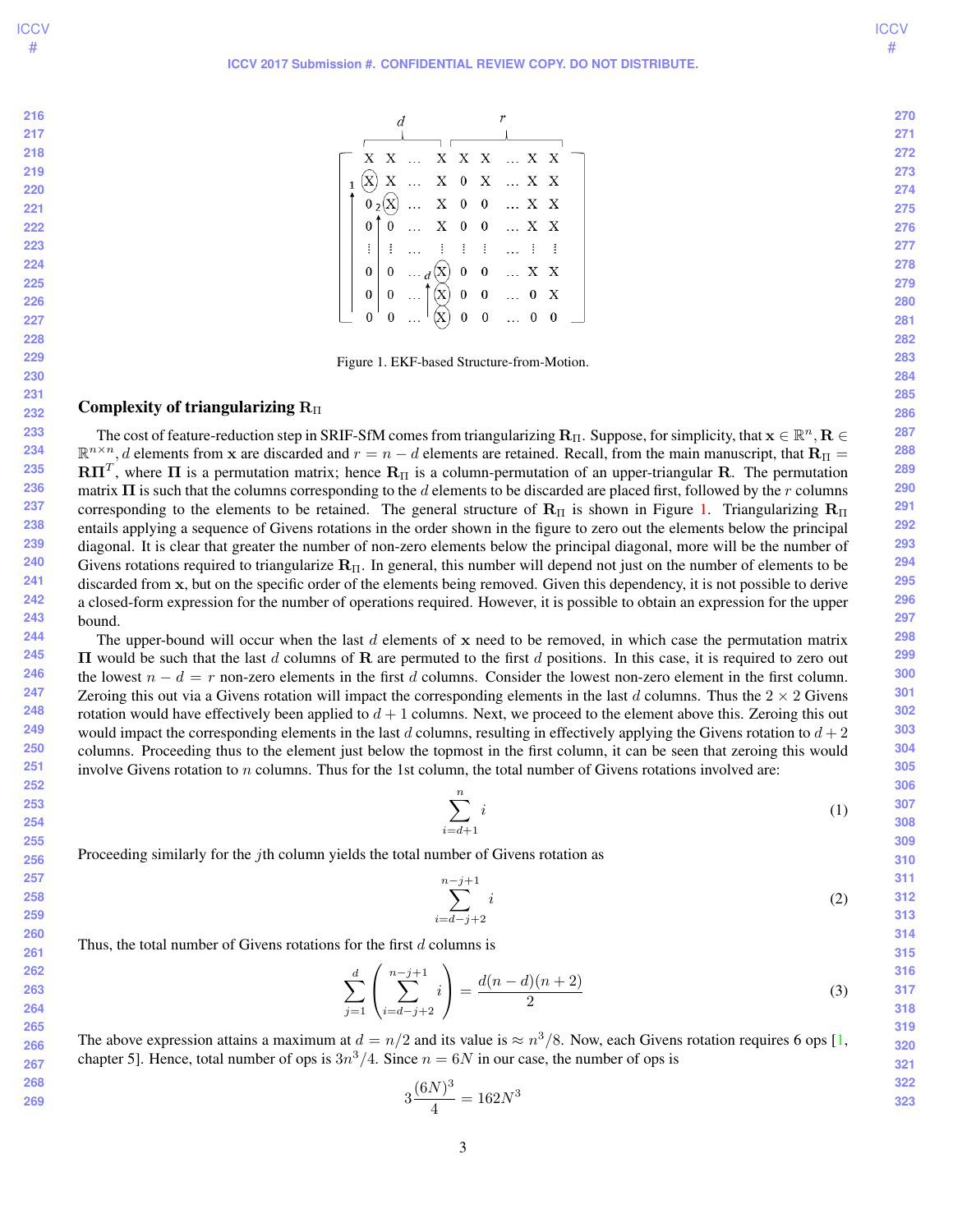Figure 1. EKF-based Structure-from-Motion.

### Complexity of triangularizing $\mathbf{R}_\Pi$

The cost of feature-reduction step in SRIF-SfM comes from triangularizing $\mathbf{R}_\Pi$. Suppose, for simplicity, that $\mathbf{x} \in \mathbb{R}^n, \mathbf{R} \in \mathbb{R}^{n\times n}$, $d$ elements from $\mathbf{x}$ are discarded and $r = n - d$ elements are retained. Recall, from the main manuscript, that $\mathbf{R}_\Pi = \mathbf{R}\mathbf{\Pi}^T$, where $\mathbf{\Pi}$ is a permutation matrix; hence $\mathbf{R}_\Pi$ is a column-permutation of an upper-triangular $\mathbf{R}$. The permutation matrix $\mathbf{\Pi}$ is such that the columns corresponding to the $d$ elements to be discarded are placed first, followed by the $r$ columns corresponding to the elements to be retained. The general structure of $\mathbf{R}_\Pi$ is shown in Figure 1. Triangularizing $\mathbf{R}_\Pi$ entails applying a sequence of Givens rotations in the order shown in the figure to zero out the elements below the principal diagonal. It is clear that greater the number of non-zero elements below the principal diagonal, more will be the number of Givens rotations required to triangularize $\mathbf{R}_\Pi$. In general, this number will depend not just on the number of elements to be discarded from $\mathbf{x}$, but on the specific order of the elements being removed. Given this dependency, it is not possible to derive a closed-form expression for the number of operations required. However, it is possible to obtain an expression for the upper bound.

The upper-bound will occur when the last $d$ elements of $\mathbf{x}$ need to be removed, in which case the permutation matrix $\mathbf{\Pi}$ would be such that the last $d$ columns of $\mathbf{R}$ are permuted to the first $d$ positions. In this case, it is required to zero out the lowest $n - d = r$ non-zero elements in the first $d$ columns. Consider the lowest non-zero element in the first column. Zeroing this out via a Givens rotation will impact the corresponding elements in the last $d$ columns. Thus the $2 \times 2$ Givens rotation would have effectively been applied to $d + 1$ columns. Next, we proceed to the element above this. Zeroing this out would impact the corresponding elements in the last $d$ columns, resulting in effectively applying the Givens rotation to $d + 2$ columns. Proceeding thus to the element just below the topmost in the first column, it can be seen that zeroing this would involve Givens rotation to $n$ columns. Thus for the 1st column, the total number of Givens rotations involved are:

$$\sum_{i=d+1}^{n} i \tag{1}$$

Proceeding similarly for the $j$th column yields the total number of Givens rotation as

$$\sum_{i=d-j+2}^{n-j+1} i \tag{2}$$

Thus, the total number of Givens rotations for the first $d$ columns is

$$\sum_{j=1}^{d} \left( \sum_{i=d-j+2}^{n-j+1} i \right) = \frac{d(n-d)(n+2)}{2} \tag{3}$$

The above expression attains a maximum at $d = n/2$ and its value is $\approx n^3/8$. Now, each Givens rotation requires 6 ops [1, chapter 5]. Hence, total number of ops is $3n^3/4$. Since $n = 6N$ in our case, the number of ops is

$$3\frac{(6N)^3}{4} = 162N^3$$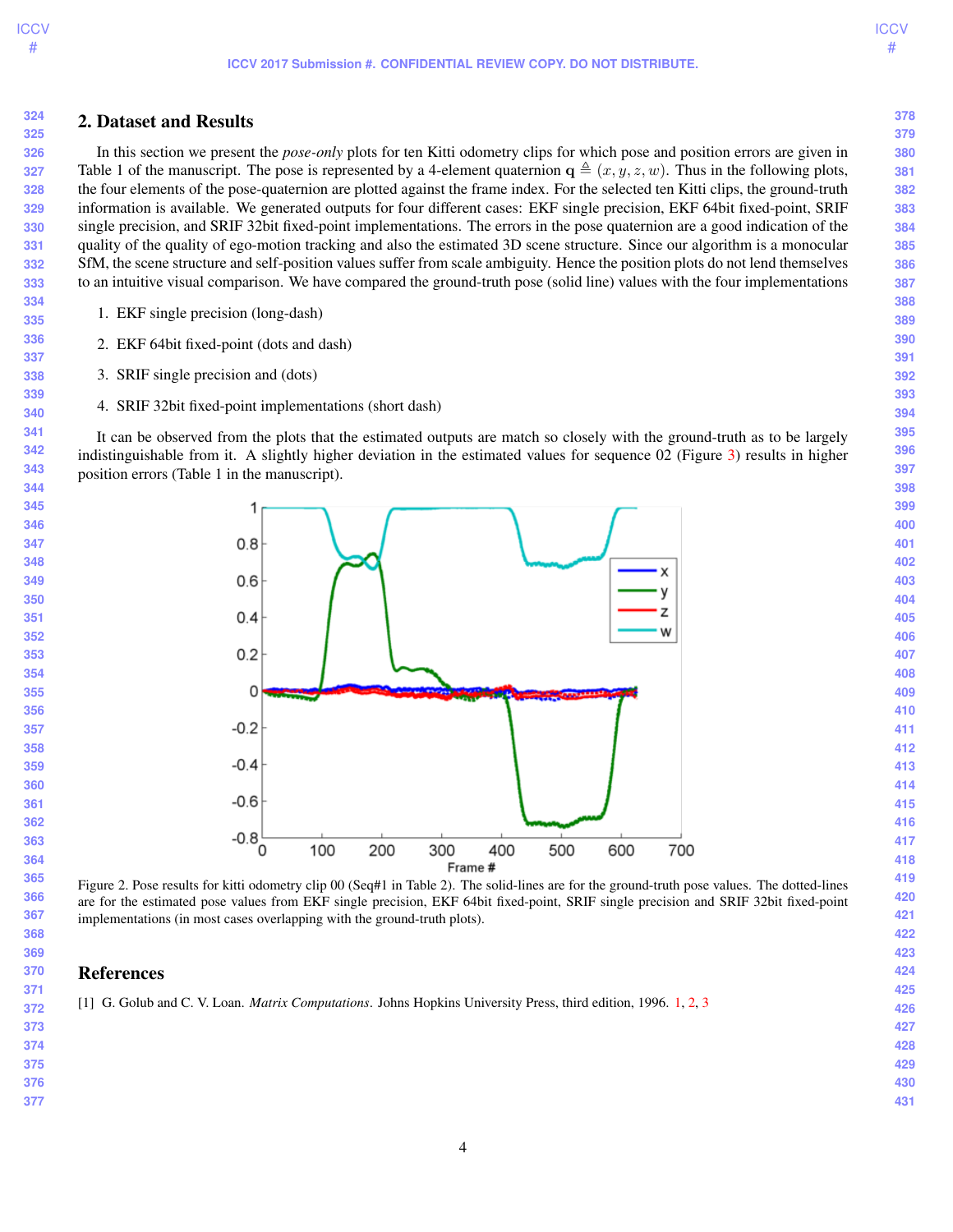## 2. Dataset and Results

In this section we present the *pose-only* plots for ten Kitti odometry clips for which pose and position errors are given in Table 1 of the manuscript. The pose is represented by a 4-element quaternion $\mathbf{q} \triangleq (x, y, z, w)$. Thus in the following plots, the four elements of the pose-quaternion are plotted against the frame index. For the selected ten Kitti clips, the ground-truth information is available. We generated outputs for four different cases: EKF single precision, EKF 64bit fixed-point, SRIF single precision, and SRIF 32bit fixed-point implementations. The errors in the pose quaternion are a good indication of the quality of the quality of ego-motion tracking and also the estimated 3D scene structure. Since our algorithm is a monocular SfM, the scene structure and self-position values suffer from scale ambiguity. Hence the position plots do not lend themselves to an intuitive visual comparison. We have compared the ground-truth pose (solid line) values with the four implementations

1. EKF single precision (long-dash)
2. EKF 64bit fixed-point (dots and dash)
3. SRIF single precision and (dots)
4. SRIF 32bit fixed-point implementations (short dash)

It can be observed from the plots that the estimated outputs are match so closely with the ground-truth as to be largely indistinguishable from it. A slightly higher deviation in the estimated values for sequence 02 (Figure 3) results in higher position errors (Table 1 in the manuscript).

Figure 2. Pose results for kitti odometry clip 00 (Seq#1 in Table 2). The solid-lines are for the ground-truth pose values. The dotted-lines are for the estimated pose values from EKF single precision, EKF 64bit fixed-point, SRIF single precision and SRIF 32bit fixed-point implementations (in most cases overlapping with the ground-truth plots).

## References

[1] G. Golub and C. V. Loan. *Matrix Computations*. Johns Hopkins University Press, third edition, 1996. 1, 2, 3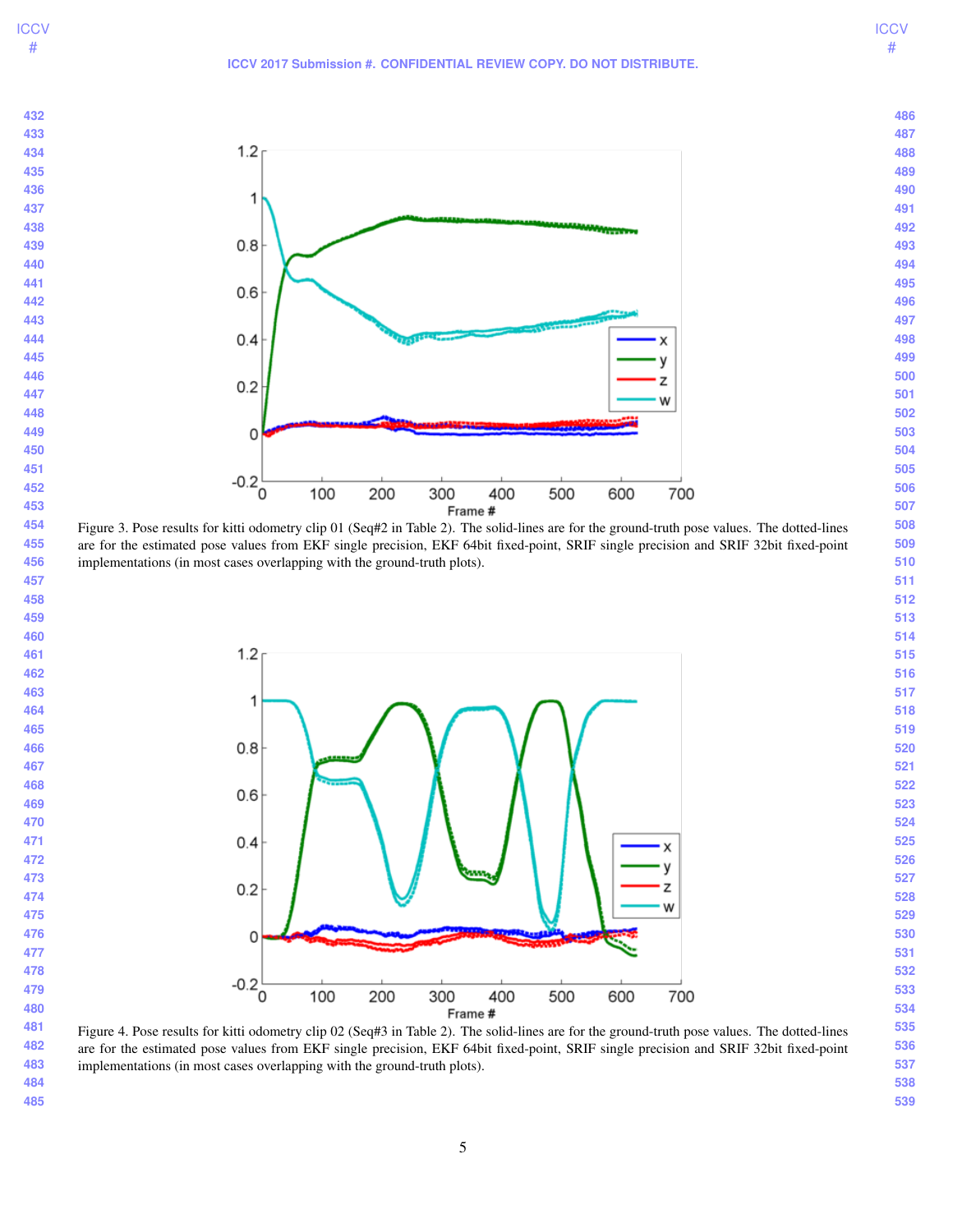Figure 3. Pose results for kitti odometry clip 01 (Seq#2 in Table 2). The solid-lines are for the ground-truth pose values. The dotted-lines are for the estimated pose values from EKF single precision, EKF 64bit fixed-point, SRIF single precision and SRIF 32bit fixed-point implementations (in most cases overlapping with the ground-truth plots).

Figure 4. Pose results for kitti odometry clip 02 (Seq#3 in Table 2). The solid-lines are for the ground-truth pose values. The dotted-lines are for the estimated pose values from EKF single precision, EKF 64bit fixed-point, SRIF single precision and SRIF 32bit fixed-point implementations (in most cases overlapping with the ground-truth plots).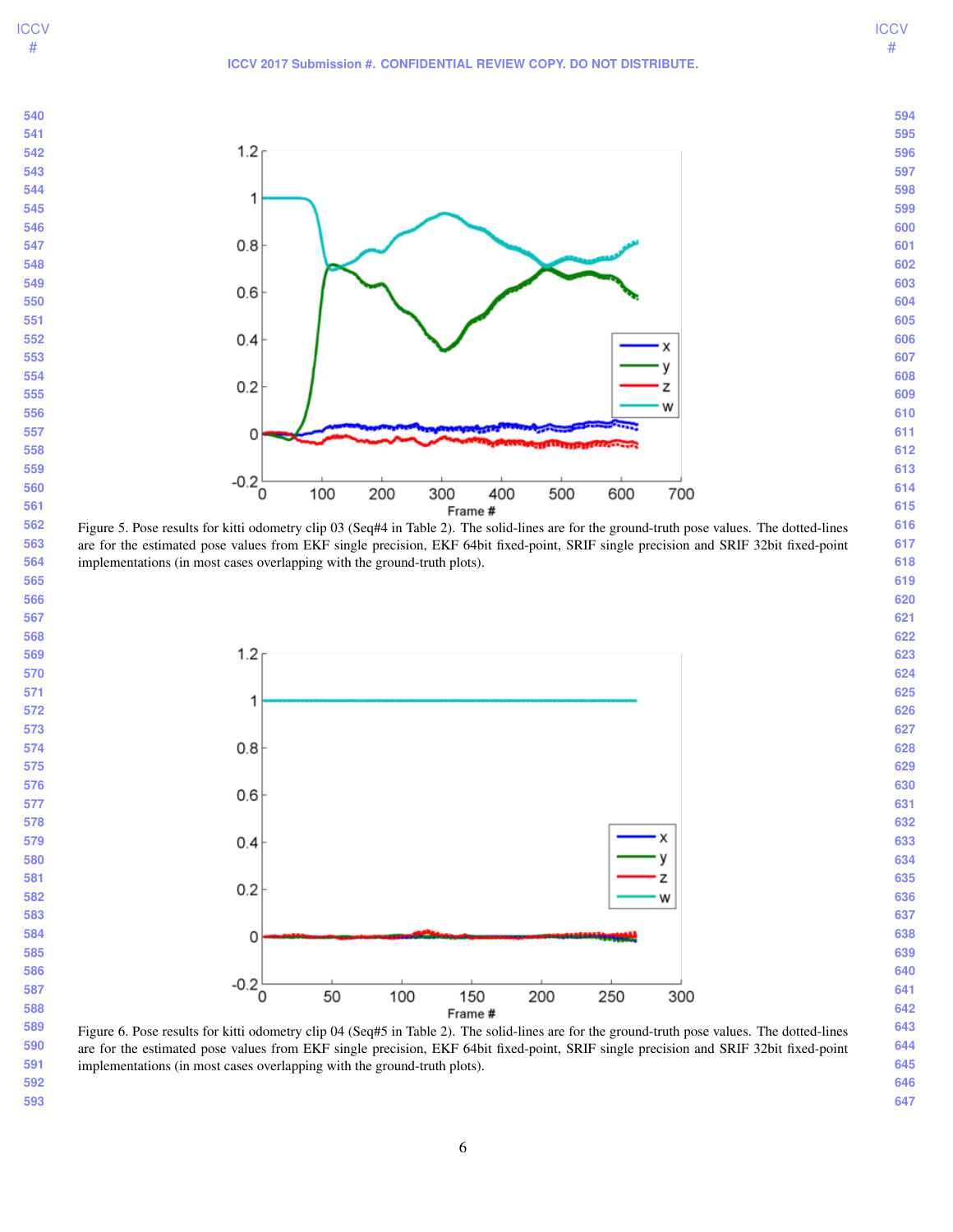Figure 5. Pose results for kitti odometry clip 03 (Seq#4 in Table 2). The solid-lines are for the ground-truth pose values. The dotted-lines are for the estimated pose values from EKF single precision, EKF 64bit fixed-point, SRIF single precision and SRIF 32bit fixed-point implementations (in most cases overlapping with the ground-truth plots).

Figure 6. Pose results for kitti odometry clip 04 (Seq#5 in Table 2). The solid-lines are for the ground-truth pose values. The dotted-lines are for the estimated pose values from EKF single precision, EKF 64bit fixed-point, SRIF single precision and SRIF 32bit fixed-point implementations (in most cases overlapping with the ground-truth plots).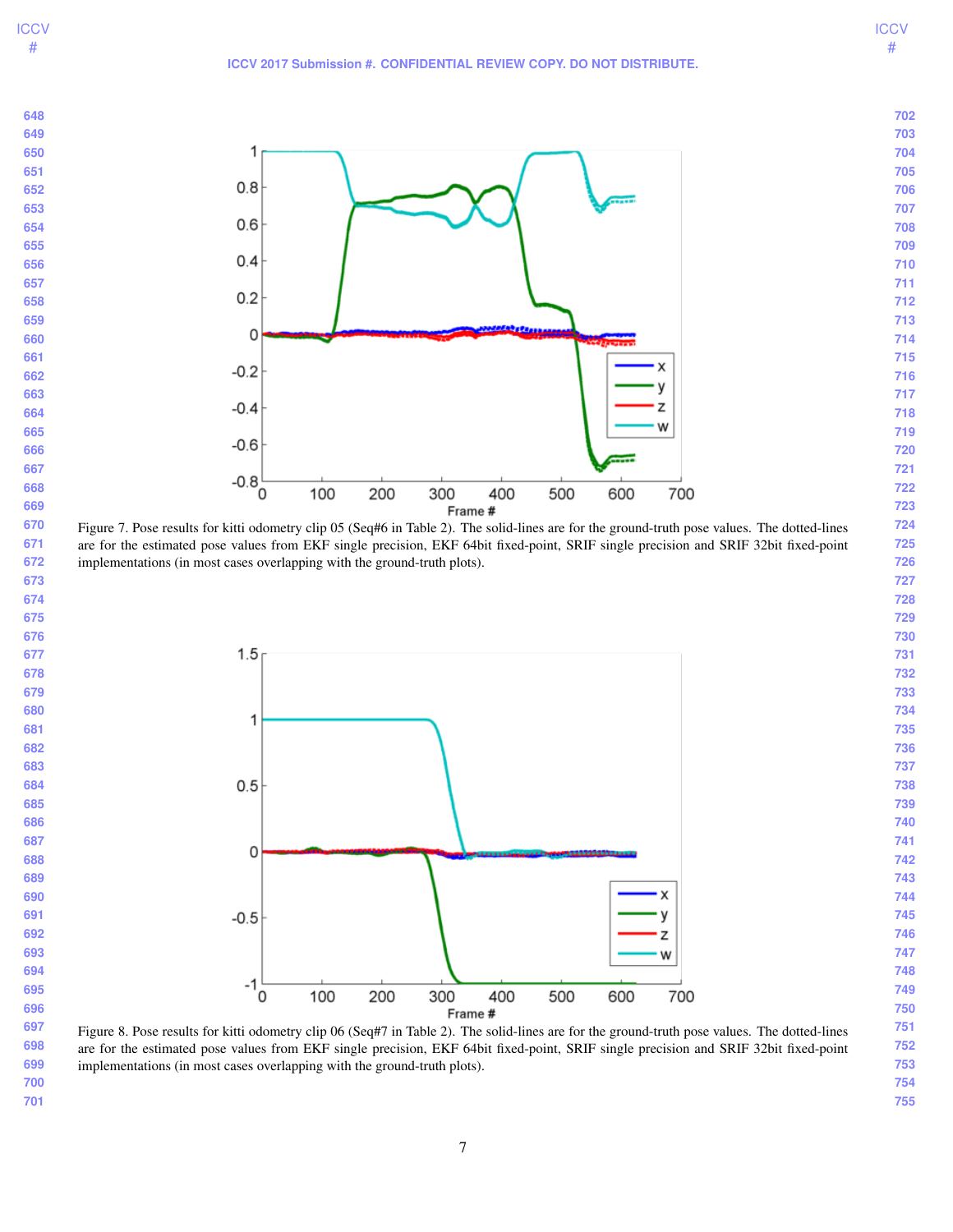Figure 7. Pose results for kitti odometry clip 05 (Seq#6 in Table 2). The solid-lines are for the ground-truth pose values. The dotted-lines are for the estimated pose values from EKF single precision, EKF 64bit fixed-point, SRIF single precision and SRIF 32bit fixed-point implementations (in most cases overlapping with the ground-truth plots).

Figure 8. Pose results for kitti odometry clip 06 (Seq#7 in Table 2). The solid-lines are for the ground-truth pose values. The dotted-lines are for the estimated pose values from EKF single precision, EKF 64bit fixed-point, SRIF single precision and SRIF 32bit fixed-point implementations (in most cases overlapping with the ground-truth plots).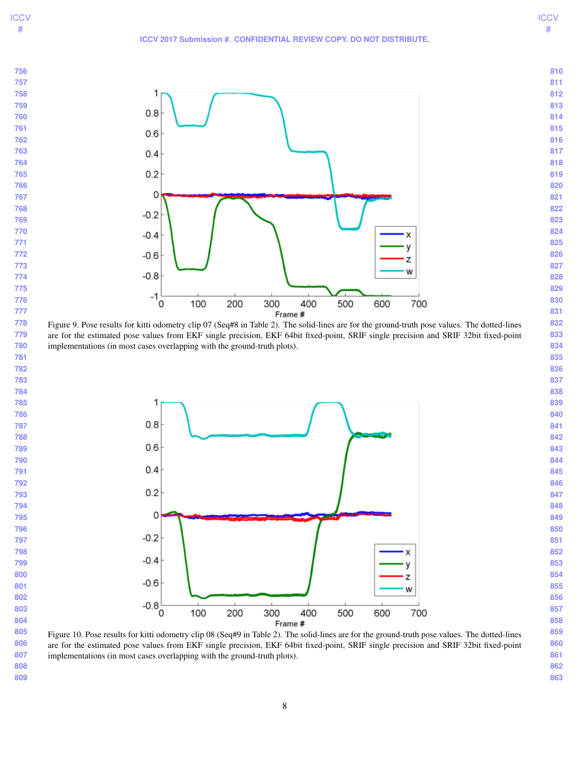Figure 9. Pose results for kitti odometry clip 07 (Seq#8 in Table 2). The solid-lines are for the ground-truth pose values. The dotted-lines are for the estimated pose values from EKF single precision, EKF 64bit fixed-point, SRIF single precision and SRIF 32bit fixed-point implementations (in most cases overlapping with the ground-truth plots).

Figure 10. Pose results for kitti odometry clip 08 (Seq#9 in Table 2). The solid-lines are for the ground-truth pose values. The dotted-lines are for the estimated pose values from EKF single precision, EKF 64bit fixed-point, SRIF single precision and SRIF 32bit fixed-point implementations (in most cases overlapping with the ground-truth plots).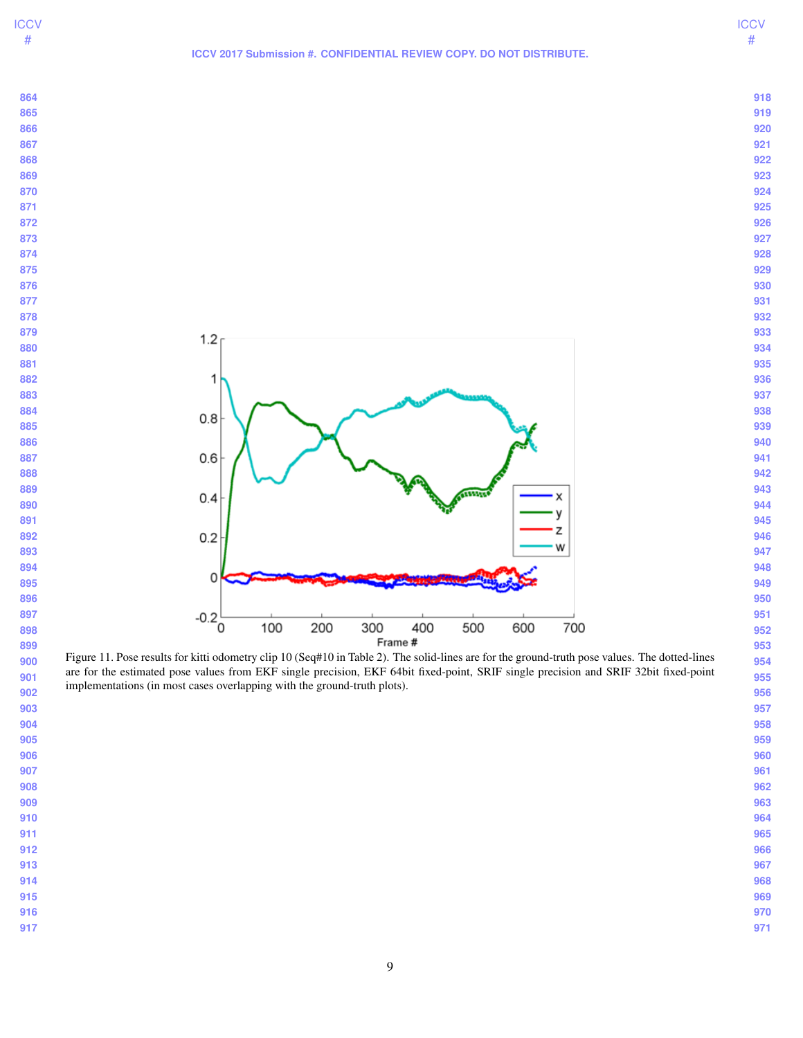1.2
1
0.8
0.6
0.4
0.2
0
-0.2
0
100
200
300
400
500
600
700
Frame #
x
y
z
w

Figure 11. Pose results for kitti odometry clip 10 (Seq#10 in Table 2). The solid-lines are for the ground-truth pose values. The dotted-lines are for the estimated pose values from EKF single precision, EKF 64bit fixed-point, SRIF single precision and SRIF 32bit fixed-point implementations (in most cases overlapping with the ground-truth plots).